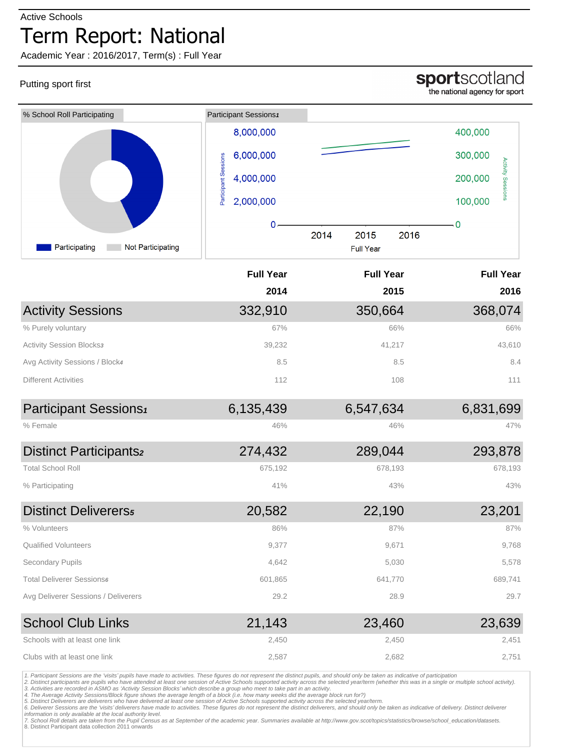Active Schools

# Term Report: National

Academic Year : 2016/2017, Term(s) : Full Year

Putting sport first

**sportscotland** the national agency for sport

% School Roll Participating

Participating | Not Participating

Participant Sessions1

| | Full Year 2014 | Full Year 2015 | Full Year 2016 |
|---|---|---|---|
| **Activity Sessions** | **332,910** | **350,664** | **368,074** |
| % Purely voluntary | 67% | 66% | 66% |
| Activity Session Blocks3 | 39,232 | 41,217 | 43,610 |
| Avg Activity Sessions / Block4 | 8.5 | 8.5 | 8.4 |
| Different Activities | 112 | 108 | 111 |
| **Participant Sessions1** | **6,135,439** | **6,547,634** | **6,831,699** |
| % Female | 46% | 46% | 47% |
| **Distinct Participants2** | **274,432** | **289,044** | **293,878** |
| Total School Roll | 675,192 | 678,193 | 678,193 |
| % Participating | 41% | 43% | 43% |
| **Distinct Deliverers5** | **20,582** | **22,190** | **23,201** |
| % Volunteers | 86% | 87% | 87% |
| Qualified Volunteers | 9,377 | 9,671 | 9,768 |
| Secondary Pupils | 4,642 | 5,030 | 5,578 |
| Total Deliverer Sessions6 | 601,865 | 641,770 | 689,741 |
| Avg Deliverer Sessions / Deliverers | 29.2 | 28.9 | 29.7 |
| **School Club Links** | **21,143** | **23,460** | **23,639** |
| Schools with at least one link | 2,450 | 2,450 | 2,451 |
| Clubs with at least one link | 2,587 | 2,682 | 2,751 |

*1. Participant Sessions are the 'visits' pupils have made to activities. These figures do not represent the distinct pupils, and should only be taken as indicative of participation*
*2. Distinct participants are pupils who have attended at least one session of Active Schools supported activity across the selected year/term (whether this was in a single or multiple school activity).*
*3. Activities are recorded in ASMO as 'Activity Session Blocks' which describe a group who meet to take part in an activity.*
*4. The Average Activity Sessions/Block figure shows the average length of a block (i.e. how many weeks did the average block run for?)*
*5. Distinct Deliverers are deliverers who have delivered at least one session of Active Schools supported activity across the selected year/term.*
*6. Deliverer Sessions are the 'visits' deliverers have made to activities. These figures do not represent the distinct deliverers, and should only be taken as indicative of delivery. Distinct deliverer information is only available at the local authority level.*
*7. School Roll details are taken from the Pupil Census as at September of the academic year. Summaries available at http://www.gov.scot/topics/statistics/browse/school_education/datasets.*
8. Distinct Participant data collection 2011 onwards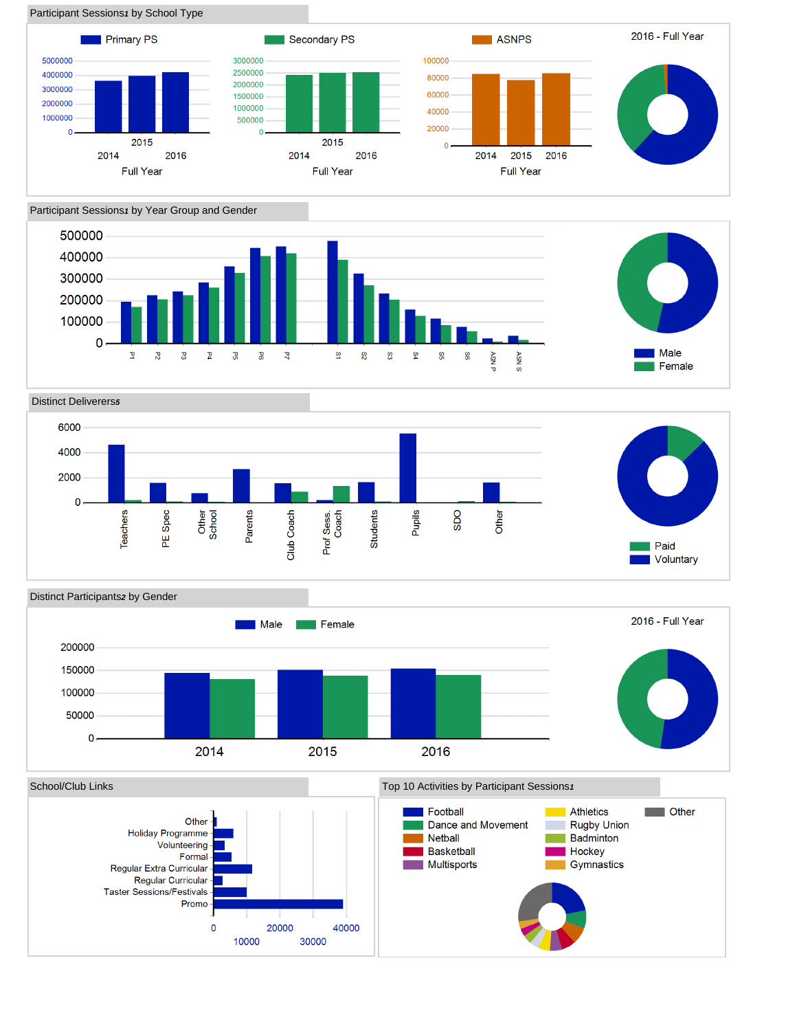## Participant Sessions1 by School Type

Primary PS

5000000
4000000
3000000
2000000
1000000
0

2014 2015 2016

Full Year

Secondary PS

3000000
2500000
2000000
1500000
1000000
500000
0

2014 2015 2016

Full Year

ASNPS

100000
80000
60000
40000
20000
0

2014 2015 2016

Full Year

2016 - Full Year

## Participant Sessions1 by Year Group and Gender

500000
400000
300000
200000
100000
0

P1 P2 P3 P4 P5 P6 P7 S1 S2 S3 S4 S5 S6 ASN P ASN S

Male
Female

## Distinct Deliverers5

6000
4000
2000
0

Teachers, PE Spec, Other School, Parents, Club Coach, Prof Sess. Coach, Students, Pupils, SDO, Other

Paid
Voluntary

## Distinct Participants2 by Gender

Male Female

2016 - Full Year

200000
150000
100000
50000
0

2014 2015 2016

## School/Club Links

Other
Holiday Programme
Volunteering
Formal
Regular Extra Curricular
Regular Curricular
Taster Sessions/Festivals
Promo

0 10000 20000 30000 40000

## Top 10 Activities by Participant Sessions1

Football
Dance and Movement
Netball
Basketball
Multisports
Athletics
Rugby Union
Badminton
Hockey
Gymnastics
Other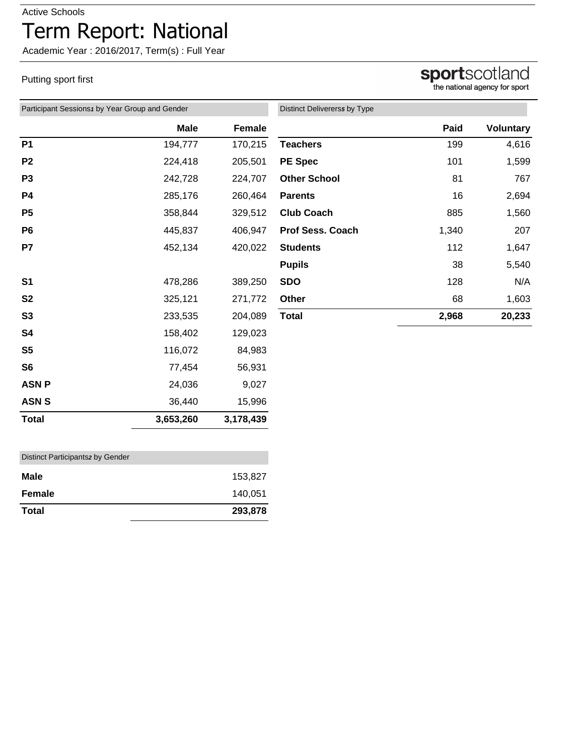Active Schools

# Term Report: National

Academic Year : 2016/2017, Term(s) : Full Year

Putting sport first

**sport**scotland
the national agency for sport

Participant Sessions*1* by Year Group and Gender

| | Male | Female |
|---|---|---|
| **P1** | 194,777 | 170,215 |
| **P2** | 224,418 | 205,501 |
| **P3** | 242,728 | 224,707 |
| **P4** | 285,176 | 260,464 |
| **P5** | 358,844 | 329,512 |
| **P6** | 445,837 | 406,947 |
| **P7** | 452,134 | 420,022 |
| **S1** | 478,286 | 389,250 |
| **S2** | 325,121 | 271,772 |
| **S3** | 233,535 | 204,089 |
| **S4** | 158,402 | 129,023 |
| **S5** | 116,072 | 84,983 |
| **S6** | 77,454 | 56,931 |
| **ASN P** | 24,036 | 9,027 |
| **ASN S** | 36,440 | 15,996 |
| **Total** | **3,653,260** | **3,178,439** |

Distinct Deliverers*5* by Type

| | Paid | Voluntary |
|---|---|---|
| **Teachers** | 199 | 4,616 |
| **PE Spec** | 101 | 1,599 |
| **Other School** | 81 | 767 |
| **Parents** | 16 | 2,694 |
| **Club Coach** | 885 | 1,560 |
| **Prof Sess. Coach** | 1,340 | 207 |
| **Students** | 112 | 1,647 |
| **Pupils** | 38 | 5,540 |
| **SDO** | 128 | N/A |
| **Other** | 68 | 1,603 |
| **Total** | **2,968** | **20,233** |

Distinct Participants*2* by Gender

| | |
|---|---|
| **Male** | 153,827 |
| **Female** | 140,051 |
| **Total** | **293,878** |